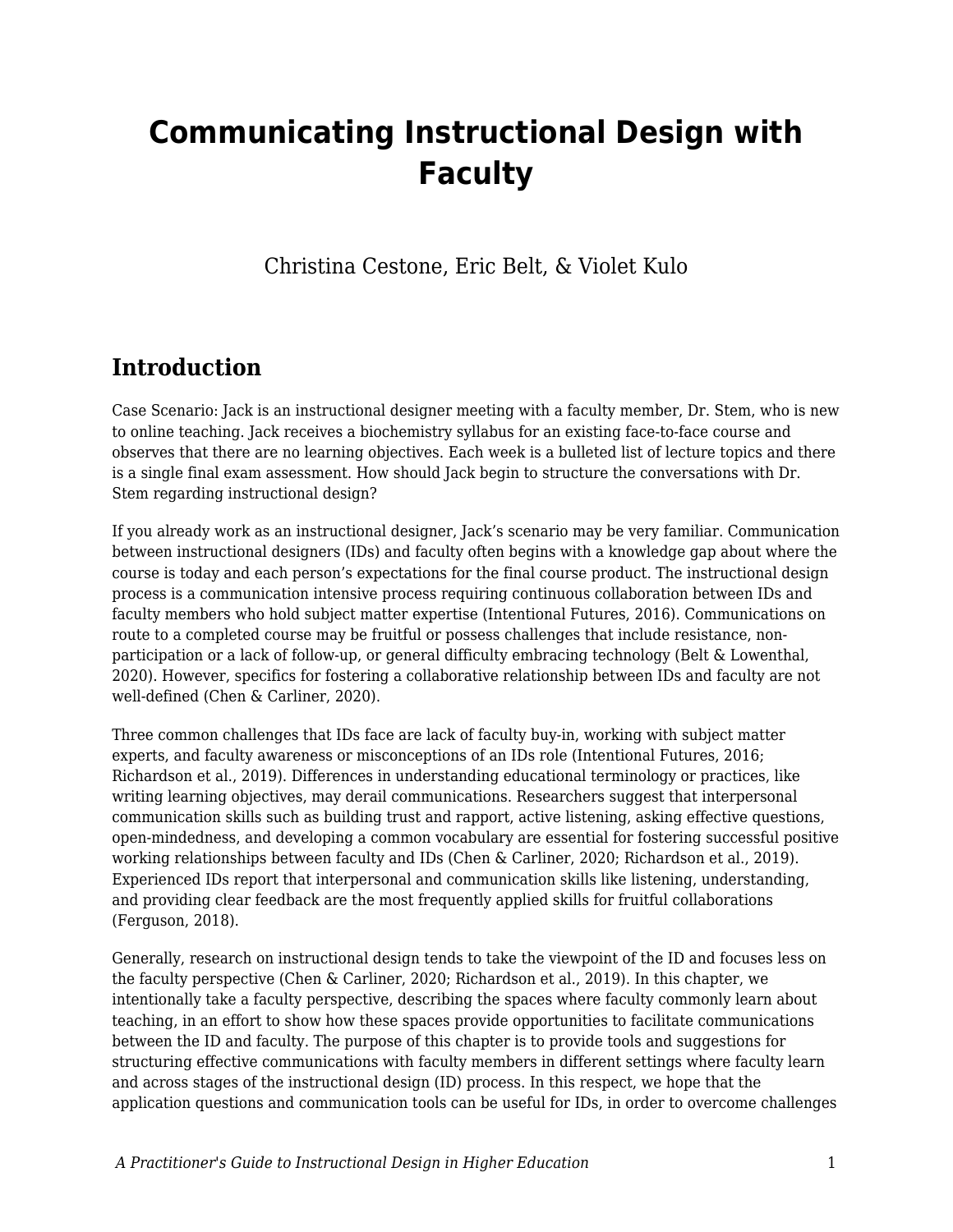# Communicating Instructional Design with Faculty

Christina Cestone, Eric Belt, & Violet Kulo

## Introduction

Case Scenario: Jack is an instructional designer meeting with a faculty member, Dr. Stem, who is new to online teaching. Jack receives a biochemistry syllabus for an existing face-to-face course and observes that there are no learning objectives. Each week is a bulleted list of lecture topics and there is a single final exam assessment. How should Jack begin to structure the conversations with Dr. Stem regarding instructional design?

If you already work as an instructional designer, Jack's scenario may be very familiar. Communication between instructional designers (IDs) and faculty often begins with a knowledge gap about where the course is today and each person's expectations for the final course product. The instructional design process is a communication intensive process requiring continuous collaboration between IDs and faculty members who hold subject matter expertise (Intentional Futures, 2016). Communications on route to a completed course may be fruitful or possess challenges that include resistance, non-participation or a lack of follow-up, or general difficulty embracing technology (Belt & Lowenthal, 2020). However, specifics for fostering a collaborative relationship between IDs and faculty are not well-defined (Chen & Carliner, 2020).

Three common challenges that IDs face are lack of faculty buy-in, working with subject matter experts, and faculty awareness or misconceptions of an IDs role (Intentional Futures, 2016; Richardson et al., 2019). Differences in understanding educational terminology or practices, like writing learning objectives, may derail communications. Researchers suggest that interpersonal communication skills such as building trust and rapport, active listening, asking effective questions, open-mindedness, and developing a common vocabulary are essential for fostering successful positive working relationships between faculty and IDs (Chen & Carliner, 2020; Richardson et al., 2019). Experienced IDs report that interpersonal and communication skills like listening, understanding, and providing clear feedback are the most frequently applied skills for fruitful collaborations (Ferguson, 2018).

Generally, research on instructional design tends to take the viewpoint of the ID and focuses less on the faculty perspective (Chen & Carliner, 2020; Richardson et al., 2019). In this chapter, we intentionally take a faculty perspective, describing the spaces where faculty commonly learn about teaching, in an effort to show how these spaces provide opportunities to facilitate communications between the ID and faculty. The purpose of this chapter is to provide tools and suggestions for structuring effective communications with faculty members in different settings where faculty learn and across stages of the instructional design (ID) process. In this respect, we hope that the application questions and communication tools can be useful for IDs, in order to overcome challenges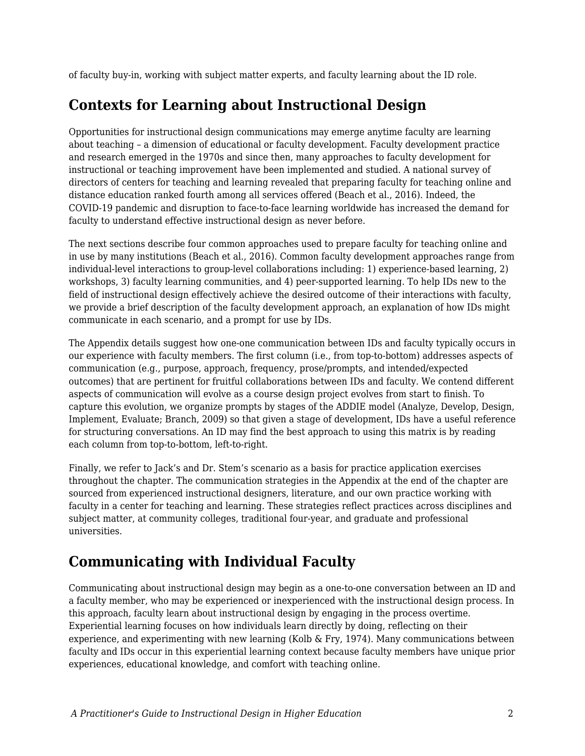of faculty buy-in, working with subject matter experts, and faculty learning about the ID role.

## Contexts for Learning about Instructional Design

Opportunities for instructional design communications may emerge anytime faculty are learning about teaching – a dimension of educational or faculty development. Faculty development practice and research emerged in the 1970s and since then, many approaches to faculty development for instructional or teaching improvement have been implemented and studied. A national survey of directors of centers for teaching and learning revealed that preparing faculty for teaching online and distance education ranked fourth among all services offered (Beach et al., 2016). Indeed, the COVID-19 pandemic and disruption to face-to-face learning worldwide has increased the demand for faculty to understand effective instructional design as never before.

The next sections describe four common approaches used to prepare faculty for teaching online and in use by many institutions (Beach et al., 2016). Common faculty development approaches range from individual-level interactions to group-level collaborations including: 1) experience-based learning, 2) workshops, 3) faculty learning communities, and 4) peer-supported learning. To help IDs new to the field of instructional design effectively achieve the desired outcome of their interactions with faculty, we provide a brief description of the faculty development approach, an explanation of how IDs might communicate in each scenario, and a prompt for use by IDs.

The Appendix details suggest how one-one communication between IDs and faculty typically occurs in our experience with faculty members. The first column (i.e., from top-to-bottom) addresses aspects of communication (e.g., purpose, approach, frequency, prose/prompts, and intended/expected outcomes) that are pertinent for fruitful collaborations between IDs and faculty. We contend different aspects of communication will evolve as a course design project evolves from start to finish. To capture this evolution, we organize prompts by stages of the ADDIE model (Analyze, Develop, Design, Implement, Evaluate; Branch, 2009) so that given a stage of development, IDs have a useful reference for structuring conversations. An ID may find the best approach to using this matrix is by reading each column from top-to-bottom, left-to-right.

Finally, we refer to Jack's and Dr. Stem's scenario as a basis for practice application exercises throughout the chapter. The communication strategies in the Appendix at the end of the chapter are sourced from experienced instructional designers, literature, and our own practice working with faculty in a center for teaching and learning. These strategies reflect practices across disciplines and subject matter, at community colleges, traditional four-year, and graduate and professional universities.

## Communicating with Individual Faculty

Communicating about instructional design may begin as a one-to-one conversation between an ID and a faculty member, who may be experienced or inexperienced with the instructional design process. In this approach, faculty learn about instructional design by engaging in the process overtime. Experiential learning focuses on how individuals learn directly by doing, reflecting on their experience, and experimenting with new learning (Kolb & Fry, 1974). Many communications between faculty and IDs occur in this experiential learning context because faculty members have unique prior experiences, educational knowledge, and comfort with teaching online.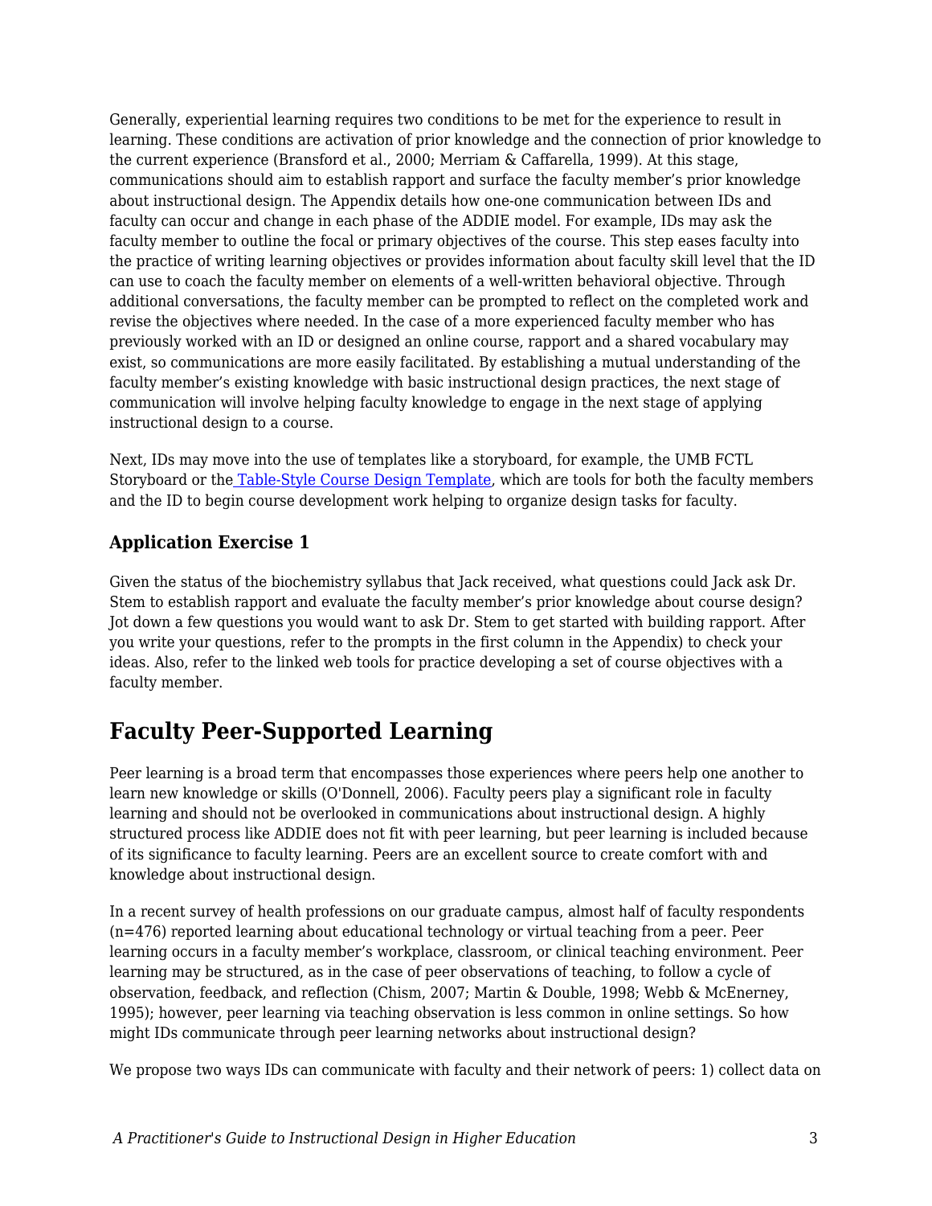Generally, experiential learning requires two conditions to be met for the experience to result in learning. These conditions are activation of prior knowledge and the connection of prior knowledge to the current experience (Bransford et al., 2000; Merriam & Caffarella, 1999). At this stage, communications should aim to establish rapport and surface the faculty member's prior knowledge about instructional design. The Appendix details how one-one communication between IDs and faculty can occur and change in each phase of the ADDIE model. For example, IDs may ask the faculty member to outline the focal or primary objectives of the course. This step eases faculty into the practice of writing learning objectives or provides information about faculty skill level that the ID can use to coach the faculty member on elements of a well-written behavioral objective. Through additional conversations, the faculty member can be prompted to reflect on the completed work and revise the objectives where needed. In the case of a more experienced faculty member who has previously worked with an ID or designed an online course, rapport and a shared vocabulary may exist, so communications are more easily facilitated. By establishing a mutual understanding of the faculty member's existing knowledge with basic instructional design practices, the next stage of communication will involve helping faculty knowledge to engage in the next stage of applying instructional design to a course.

Next, IDs may move into the use of templates like a storyboard, for example, the UMB FCTL Storyboard or the Table-Style Course Design Template, which are tools for both the faculty members and the ID to begin course development work helping to organize design tasks for faculty.

### Application Exercise 1

Given the status of the biochemistry syllabus that Jack received, what questions could Jack ask Dr. Stem to establish rapport and evaluate the faculty member's prior knowledge about course design? Jot down a few questions you would want to ask Dr. Stem to get started with building rapport. After you write your questions, refer to the prompts in the first column in the Appendix) to check your ideas. Also, refer to the linked web tools for practice developing a set of course objectives with a faculty member.

## Faculty Peer-Supported Learning

Peer learning is a broad term that encompasses those experiences where peers help one another to learn new knowledge or skills (O'Donnell, 2006). Faculty peers play a significant role in faculty learning and should not be overlooked in communications about instructional design. A highly structured process like ADDIE does not fit with peer learning, but peer learning is included because of its significance to faculty learning. Peers are an excellent source to create comfort with and knowledge about instructional design.

In a recent survey of health professions on our graduate campus, almost half of faculty respondents (n=476) reported learning about educational technology or virtual teaching from a peer. Peer learning occurs in a faculty member's workplace, classroom, or clinical teaching environment. Peer learning may be structured, as in the case of peer observations of teaching, to follow a cycle of observation, feedback, and reflection (Chism, 2007; Martin & Double, 1998; Webb & McEnerney, 1995); however, peer learning via teaching observation is less common in online settings. So how might IDs communicate through peer learning networks about instructional design?

We propose two ways IDs can communicate with faculty and their network of peers: 1) collect data on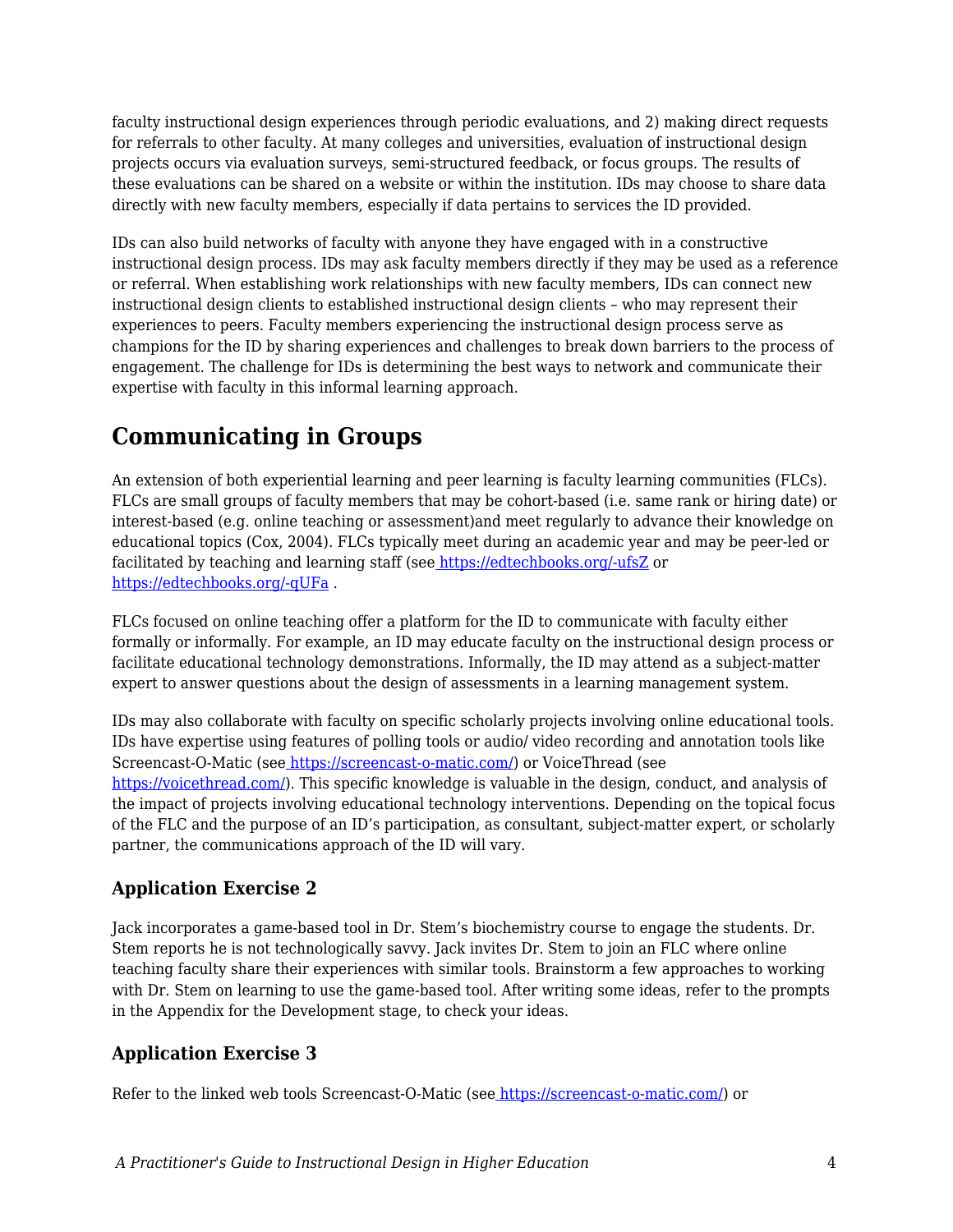faculty instructional design experiences through periodic evaluations, and 2) making direct requests for referrals to other faculty. At many colleges and universities, evaluation of instructional design projects occurs via evaluation surveys, semi-structured feedback, or focus groups. The results of these evaluations can be shared on a website or within the institution. IDs may choose to share data directly with new faculty members, especially if data pertains to services the ID provided.

IDs can also build networks of faculty with anyone they have engaged with in a constructive instructional design process. IDs may ask faculty members directly if they may be used as a reference or referral. When establishing work relationships with new faculty members, IDs can connect new instructional design clients to established instructional design clients – who may represent their experiences to peers. Faculty members experiencing the instructional design process serve as champions for the ID by sharing experiences and challenges to break down barriers to the process of engagement. The challenge for IDs is determining the best ways to network and communicate their expertise with faculty in this informal learning approach.

## Communicating in Groups

An extension of both experiential learning and peer learning is faculty learning communities (FLCs). FLCs are small groups of faculty members that may be cohort-based (i.e. same rank or hiring date) or interest-based (e.g. online teaching or assessment)and meet regularly to advance their knowledge on educational topics (Cox, 2004). FLCs typically meet during an academic year and may be peer-led or facilitated by teaching and learning staff (see [https://edtechbooks.org/-ufsZ](https://edtechbooks.org/-ufsZ) or [https://edtechbooks.org/-qUFa](https://edtechbooks.org/-qUFa) .

FLCs focused on online teaching offer a platform for the ID to communicate with faculty either formally or informally. For example, an ID may educate faculty on the instructional design process or facilitate educational technology demonstrations. Informally, the ID may attend as a subject-matter expert to answer questions about the design of assessments in a learning management system.

IDs may also collaborate with faculty on specific scholarly projects involving online educational tools. IDs have expertise using features of polling tools or audio/ video recording and annotation tools like Screencast-O-Matic (see [https://screencast-o-matic.com/](https://screencast-o-matic.com/)) or VoiceThread (see [https://voicethread.com/](https://voicethread.com/)). This specific knowledge is valuable in the design, conduct, and analysis of the impact of projects involving educational technology interventions. Depending on the topical focus of the FLC and the purpose of an ID's participation, as consultant, subject-matter expert, or scholarly partner, the communications approach of the ID will vary.

### Application Exercise 2

Jack incorporates a game-based tool in Dr. Stem's biochemistry course to engage the students. Dr. Stem reports he is not technologically savvy. Jack invites Dr. Stem to join an FLC where online teaching faculty share their experiences with similar tools. Brainstorm a few approaches to working with Dr. Stem on learning to use the game-based tool. After writing some ideas, refer to the prompts in the Appendix for the Development stage, to check your ideas.

### Application Exercise 3

Refer to the linked web tools Screencast-O-Matic (see [https://screencast-o-matic.com/](https://screencast-o-matic.com/)) or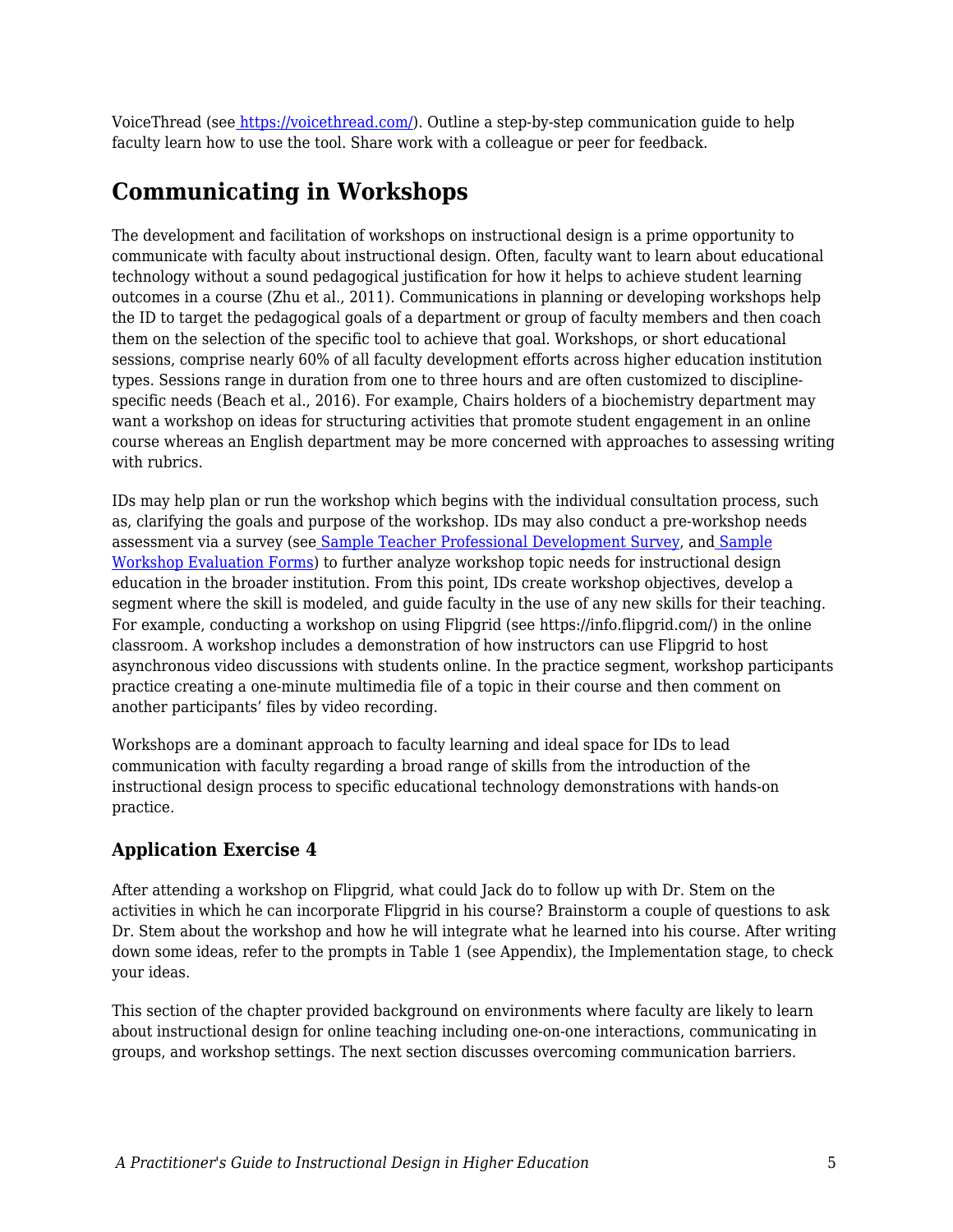VoiceThread (see https://voicethread.com/). Outline a step-by-step communication guide to help faculty learn how to use the tool. Share work with a colleague or peer for feedback.

## Communicating in Workshops

The development and facilitation of workshops on instructional design is a prime opportunity to communicate with faculty about instructional design. Often, faculty want to learn about educational technology without a sound pedagogical justification for how it helps to achieve student learning outcomes in a course (Zhu et al., 2011). Communications in planning or developing workshops help the ID to target the pedagogical goals of a department or group of faculty members and then coach them on the selection of the specific tool to achieve that goal. Workshops, or short educational sessions, comprise nearly 60% of all faculty development efforts across higher education institution types. Sessions range in duration from one to three hours and are often customized to discipline-specific needs (Beach et al., 2016). For example, Chairs holders of a biochemistry department may want a workshop on ideas for structuring activities that promote student engagement in an online course whereas an English department may be more concerned with approaches to assessing writing with rubrics.

IDs may help plan or run the workshop which begins with the individual consultation process, such as, clarifying the goals and purpose of the workshop. IDs may also conduct a pre-workshop needs assessment via a survey (see Sample Teacher Professional Development Survey, and Sample Workshop Evaluation Forms) to further analyze workshop topic needs for instructional design education in the broader institution. From this point, IDs create workshop objectives, develop a segment where the skill is modeled, and guide faculty in the use of any new skills for their teaching. For example, conducting a workshop on using Flipgrid (see https://info.flipgrid.com/) in the online classroom. A workshop includes a demonstration of how instructors can use Flipgrid to host asynchronous video discussions with students online. In the practice segment, workshop participants practice creating a one-minute multimedia file of a topic in their course and then comment on another participants' files by video recording.

Workshops are a dominant approach to faculty learning and ideal space for IDs to lead communication with faculty regarding a broad range of skills from the introduction of the instructional design process to specific educational technology demonstrations with hands-on practice.

### Application Exercise 4

After attending a workshop on Flipgrid, what could Jack do to follow up with Dr. Stem on the activities in which he can incorporate Flipgrid in his course? Brainstorm a couple of questions to ask Dr. Stem about the workshop and how he will integrate what he learned into his course. After writing down some ideas, refer to the prompts in Table 1 (see Appendix), the Implementation stage, to check your ideas.

This section of the chapter provided background on environments where faculty are likely to learn about instructional design for online teaching including one-on-one interactions, communicating in groups, and workshop settings. The next section discusses overcoming communication barriers.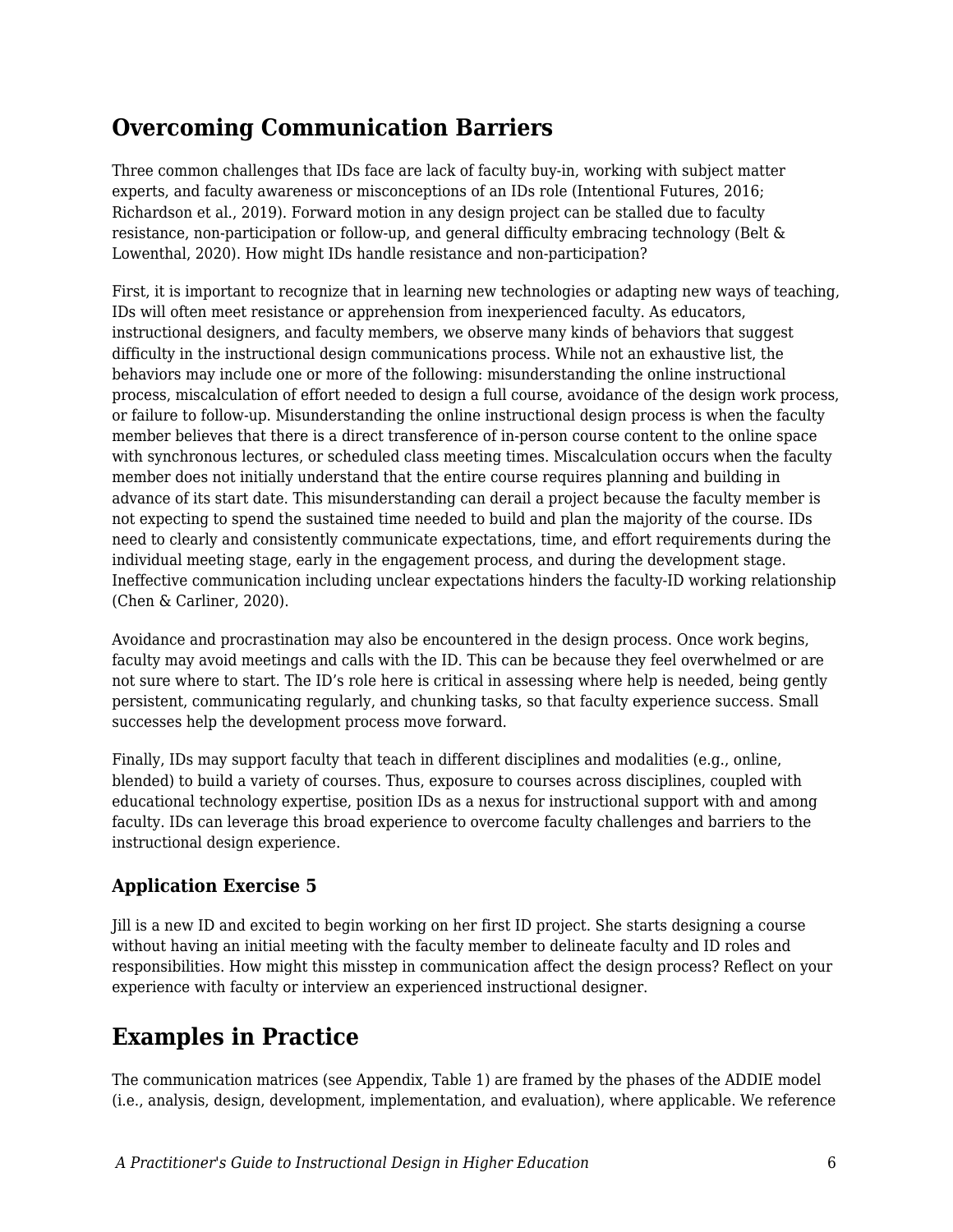## Overcoming Communication Barriers

Three common challenges that IDs face are lack of faculty buy-in, working with subject matter experts, and faculty awareness or misconceptions of an IDs role (Intentional Futures, 2016; Richardson et al., 2019). Forward motion in any design project can be stalled due to faculty resistance, non-participation or follow-up, and general difficulty embracing technology (Belt & Lowenthal, 2020). How might IDs handle resistance and non-participation?

First, it is important to recognize that in learning new technologies or adapting new ways of teaching, IDs will often meet resistance or apprehension from inexperienced faculty. As educators, instructional designers, and faculty members, we observe many kinds of behaviors that suggest difficulty in the instructional design communications process. While not an exhaustive list, the behaviors may include one or more of the following: misunderstanding the online instructional process, miscalculation of effort needed to design a full course, avoidance of the design work process, or failure to follow-up. Misunderstanding the online instructional design process is when the faculty member believes that there is a direct transference of in-person course content to the online space with synchronous lectures, or scheduled class meeting times. Miscalculation occurs when the faculty member does not initially understand that the entire course requires planning and building in advance of its start date. This misunderstanding can derail a project because the faculty member is not expecting to spend the sustained time needed to build and plan the majority of the course. IDs need to clearly and consistently communicate expectations, time, and effort requirements during the individual meeting stage, early in the engagement process, and during the development stage. Ineffective communication including unclear expectations hinders the faculty-ID working relationship (Chen & Carliner, 2020).

Avoidance and procrastination may also be encountered in the design process. Once work begins, faculty may avoid meetings and calls with the ID. This can be because they feel overwhelmed or are not sure where to start. The ID’s role here is critical in assessing where help is needed, being gently persistent, communicating regularly, and chunking tasks, so that faculty experience success. Small successes help the development process move forward.

Finally, IDs may support faculty that teach in different disciplines and modalities (e.g., online, blended) to build a variety of courses. Thus, exposure to courses across disciplines, coupled with educational technology expertise, position IDs as a nexus for instructional support with and among faculty. IDs can leverage this broad experience to overcome faculty challenges and barriers to the instructional design experience.

### Application Exercise 5

Jill is a new ID and excited to begin working on her first ID project. She starts designing a course without having an initial meeting with the faculty member to delineate faculty and ID roles and responsibilities. How might this misstep in communication affect the design process? Reflect on your experience with faculty or interview an experienced instructional designer.

## Examples in Practice

The communication matrices (see Appendix, Table 1) are framed by the phases of the ADDIE model (i.e., analysis, design, development, implementation, and evaluation), where applicable. We reference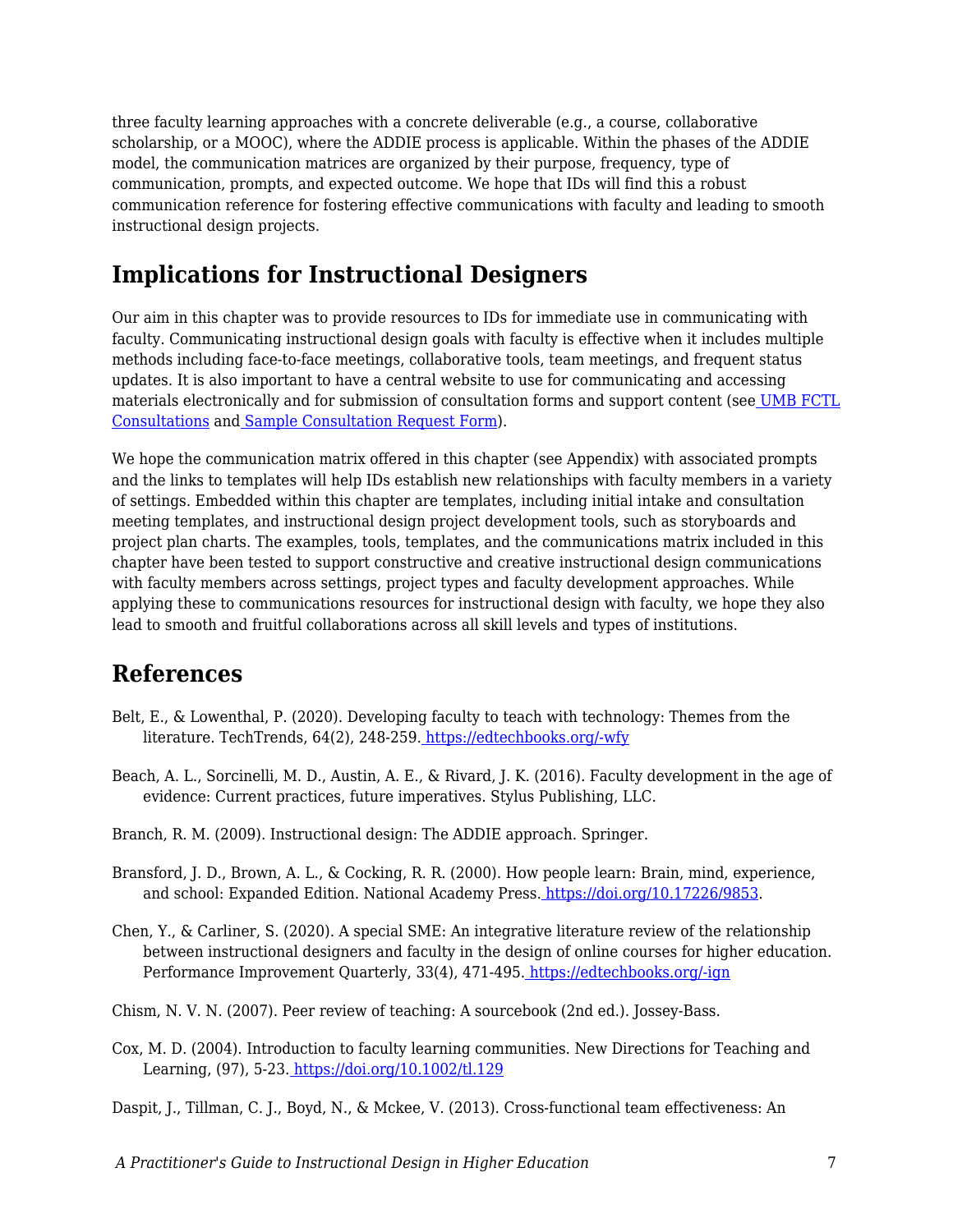three faculty learning approaches with a concrete deliverable (e.g., a course, collaborative scholarship, or a MOOC), where the ADDIE process is applicable. Within the phases of the ADDIE model, the communication matrices are organized by their purpose, frequency, type of communication, prompts, and expected outcome. We hope that IDs will find this a robust communication reference for fostering effective communications with faculty and leading to smooth instructional design projects.

## Implications for Instructional Designers

Our aim in this chapter was to provide resources to IDs for immediate use in communicating with faculty. Communicating instructional design goals with faculty is effective when it includes multiple methods including face-to-face meetings, collaborative tools, team meetings, and frequent status updates. It is also important to have a central website to use for communicating and accessing materials electronically and for submission of consultation forms and support content (see UMB FCTL Consultations and Sample Consultation Request Form).

We hope the communication matrix offered in this chapter (see Appendix) with associated prompts and the links to templates will help IDs establish new relationships with faculty members in a variety of settings. Embedded within this chapter are templates, including initial intake and consultation meeting templates, and instructional design project development tools, such as storyboards and project plan charts. The examples, tools, templates, and the communications matrix included in this chapter have been tested to support constructive and creative instructional design communications with faculty members across settings, project types and faculty development approaches. While applying these to communications resources for instructional design with faculty, we hope they also lead to smooth and fruitful collaborations across all skill levels and types of institutions.

## References

Belt, E., & Lowenthal, P. (2020). Developing faculty to teach with technology: Themes from the literature. TechTrends, 64(2), 248-259. https://edtechbooks.org/-wfy

Beach, A. L., Sorcinelli, M. D., Austin, A. E., & Rivard, J. K. (2016). Faculty development in the age of evidence: Current practices, future imperatives. Stylus Publishing, LLC.

Branch, R. M. (2009). Instructional design: The ADDIE approach. Springer.

Bransford, J. D., Brown, A. L., & Cocking, R. R. (2000). How people learn: Brain, mind, experience, and school: Expanded Edition. National Academy Press. https://doi.org/10.17226/9853.

Chen, Y., & Carliner, S. (2020). A special SME: An integrative literature review of the relationship between instructional designers and faculty in the design of online courses for higher education. Performance Improvement Quarterly, 33(4), 471-495. https://edtechbooks.org/-ign

Chism, N. V. N. (2007). Peer review of teaching: A sourcebook (2nd ed.). Jossey-Bass.

Cox, M. D. (2004). Introduction to faculty learning communities. New Directions for Teaching and Learning, (97), 5-23. https://doi.org/10.1002/tl.129

Daspit, J., Tillman, C. J., Boyd, N., & Mckee, V. (2013). Cross-functional team effectiveness: An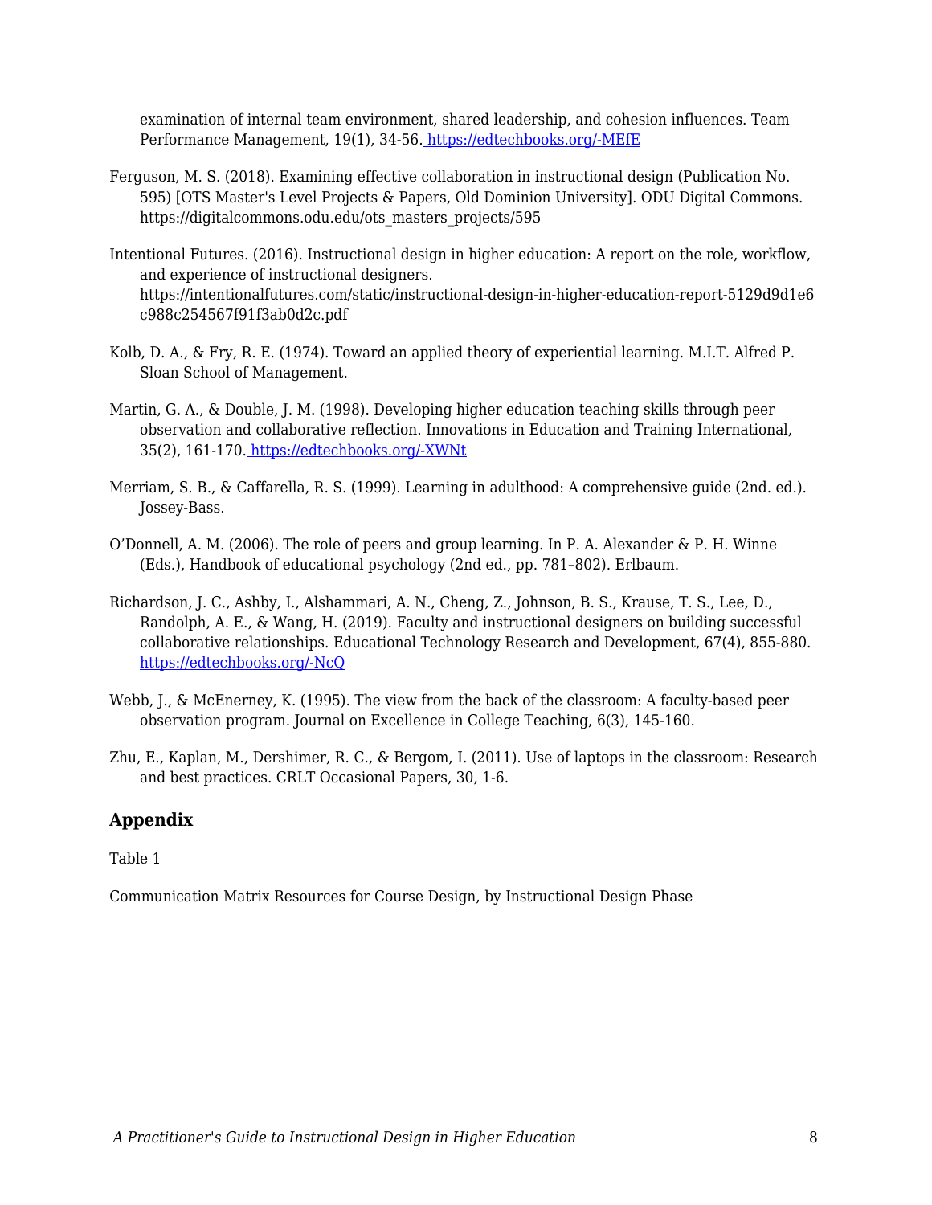examination of internal team environment, shared leadership, and cohesion influences. Team Performance Management, 19(1), 34-56. https://edtechbooks.org/-MEfE

Ferguson, M. S. (2018). Examining effective collaboration in instructional design (Publication No. 595) [OTS Master's Level Projects & Papers, Old Dominion University]. ODU Digital Commons. https://digitalcommons.odu.edu/ots_masters_projects/595

Intentional Futures. (2016). Instructional design in higher education: A report on the role, workflow, and experience of instructional designers. https://intentionalfutures.com/static/instructional-design-in-higher-education-report-5129d9d1e6c988c254567f91f3ab0d2c.pdf

Kolb, D. A., & Fry, R. E. (1974). Toward an applied theory of experiential learning. M.I.T. Alfred P. Sloan School of Management.

Martin, G. A., & Double, J. M. (1998). Developing higher education teaching skills through peer observation and collaborative reflection. Innovations in Education and Training International, 35(2), 161-170. https://edtechbooks.org/-XWNt

Merriam, S. B., & Caffarella, R. S. (1999). Learning in adulthood: A comprehensive guide (2nd. ed.). Jossey-Bass.

O'Donnell, A. M. (2006). The role of peers and group learning. In P. A. Alexander & P. H. Winne (Eds.), Handbook of educational psychology (2nd ed., pp. 781–802). Erlbaum.

Richardson, J. C., Ashby, I., Alshammari, A. N., Cheng, Z., Johnson, B. S., Krause, T. S., Lee, D., Randolph, A. E., & Wang, H. (2019). Faculty and instructional designers on building successful collaborative relationships. Educational Technology Research and Development, 67(4), 855-880. https://edtechbooks.org/-NcQ

Webb, J., & McEnerney, K. (1995). The view from the back of the classroom: A faculty-based peer observation program. Journal on Excellence in College Teaching, 6(3), 145-160.

Zhu, E., Kaplan, M., Dershimer, R. C., & Bergom, I. (2011). Use of laptops in the classroom: Research and best practices. CRLT Occasional Papers, 30, 1-6.

## Appendix

Table 1

Communication Matrix Resources for Course Design, by Instructional Design Phase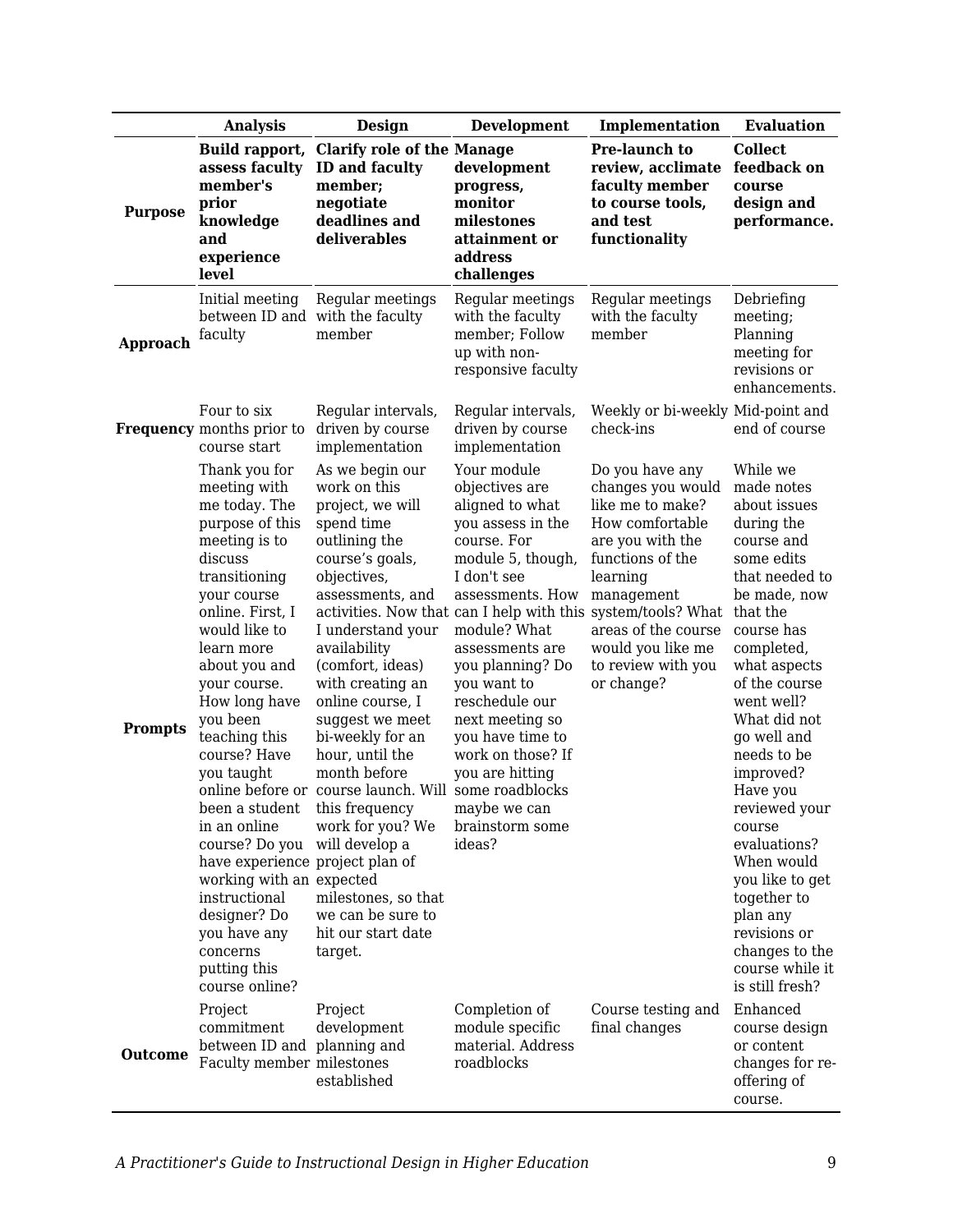| | Analysis | Design | Development | Implementation | Evaluation |
|---|---|---|---|---|---|
| **Purpose** | **Build rapport, assess faculty member's prior knowledge and experience level** | **Clarify role of the ID and faculty member; negotiate deadlines and deliverables** | **Manage development progress, monitor milestones attainment or address challenges** | **Pre-launch to review, acclimate faculty member to course tools, and test functionality** | **Collect feedback on course design and performance.** |
| **Approach** | Initial meeting between ID and faculty | Regular meetings with the faculty member | Regular meetings with the faculty member; Follow up with non-responsive faculty | Regular meetings with the faculty member | Debriefing meeting; Planning meeting for revisions or enhancements. |
| **Frequency** | Four to six months prior to course start | Regular intervals, driven by course implementation | Regular intervals, driven by course implementation | Weekly or bi-weekly check-ins | Mid-point and end of course |
| **Prompts** | Thank you for meeting with me today. The purpose of this meeting is to discuss transitioning your course online. First, I would like to learn more about you and your course. How long have you been teaching this course? Have you taught online before or been a student in an online course? Do you have experience working with an instructional designer? Do you have any concerns putting this course online? | As we begin our work on this project, we will spend time outlining the course's goals, objectives, assessments, and activities. Now that I understand your availability (comfort, ideas) with creating an online course, I suggest we meet bi-weekly for an hour, until the month before course launch. Will this frequency work for you? We will develop a project plan of expected milestones, so that we can be sure to hit our start date target. | Your module objectives are aligned to what you assess in the course. For module 5, though, I don't see assessments. How can I help with this module? What assessments are you planning? Do you want to reschedule our next meeting so you have time to work on those? If you are hitting some roadblocks maybe we can brainstorm some ideas? | Do you have any changes you would like me to make? How comfortable are you with the functions of the learning management system/tools? What areas of the course would you like me to review with you or change? | While we made notes about issues during the course and some edits that needed to be made, now that the course has completed, what aspects of the course went well? What did not go well and needs to be improved? Have you reviewed your course evaluations? When would you like to get together to plan any revisions or changes to the course while it is still fresh? |
| **Outcome** | Project commitment between ID and Faculty member | Project development planning and milestones established | Completion of module specific material. Address roadblocks | Course testing and final changes | Enhanced course design or content changes for re-offering of course. |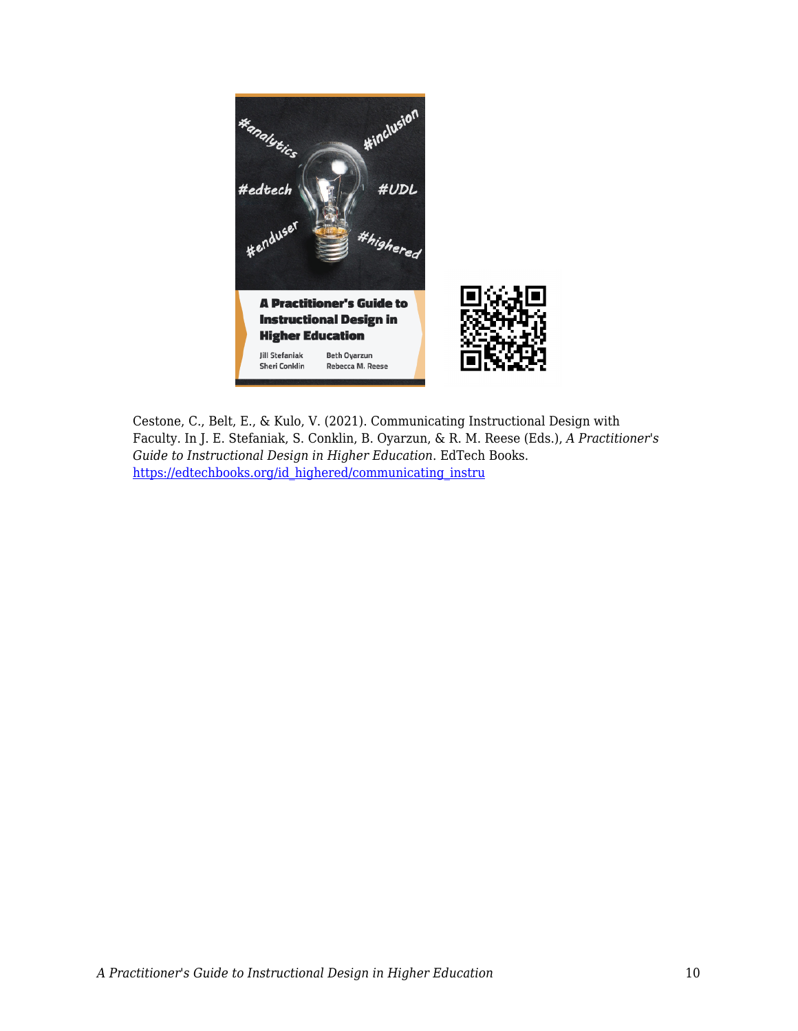Cestone, C., Belt, E., & Kulo, V. (2021). Communicating Instructional Design with Faculty. In J. E. Stefaniak, S. Conklin, B. Oyarzun, & R. M. Reese (Eds.), *A Practitioner's Guide to Instructional Design in Higher Education*. EdTech Books. [https://edtechbooks.org/id_highered/communicating_instru](https://edtechbooks.org/id_highered/communicating_instru)